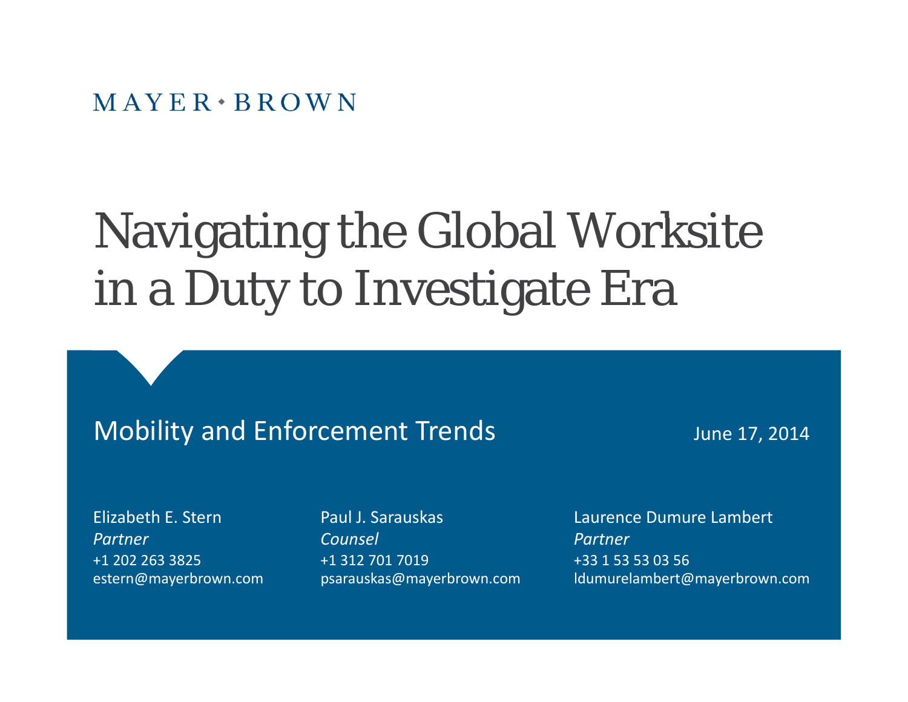MAYER • BROWN

# Navigating the Global Worksite in a Duty to Investigate Era

## Mobility and Enforcement Trends

June 17, 2014

Elizabeth E. Stern
*Partner*
+1 202 263 3825
estern@mayerbrown.com

Paul J. Sarauskas
*Counsel*
+1 312 701 7019
psarauskas@mayerbrown.com

Laurence Dumure Lambert
*Partner*
+33 1 53 53 03 56
ldumurelambert@mayerbrown.com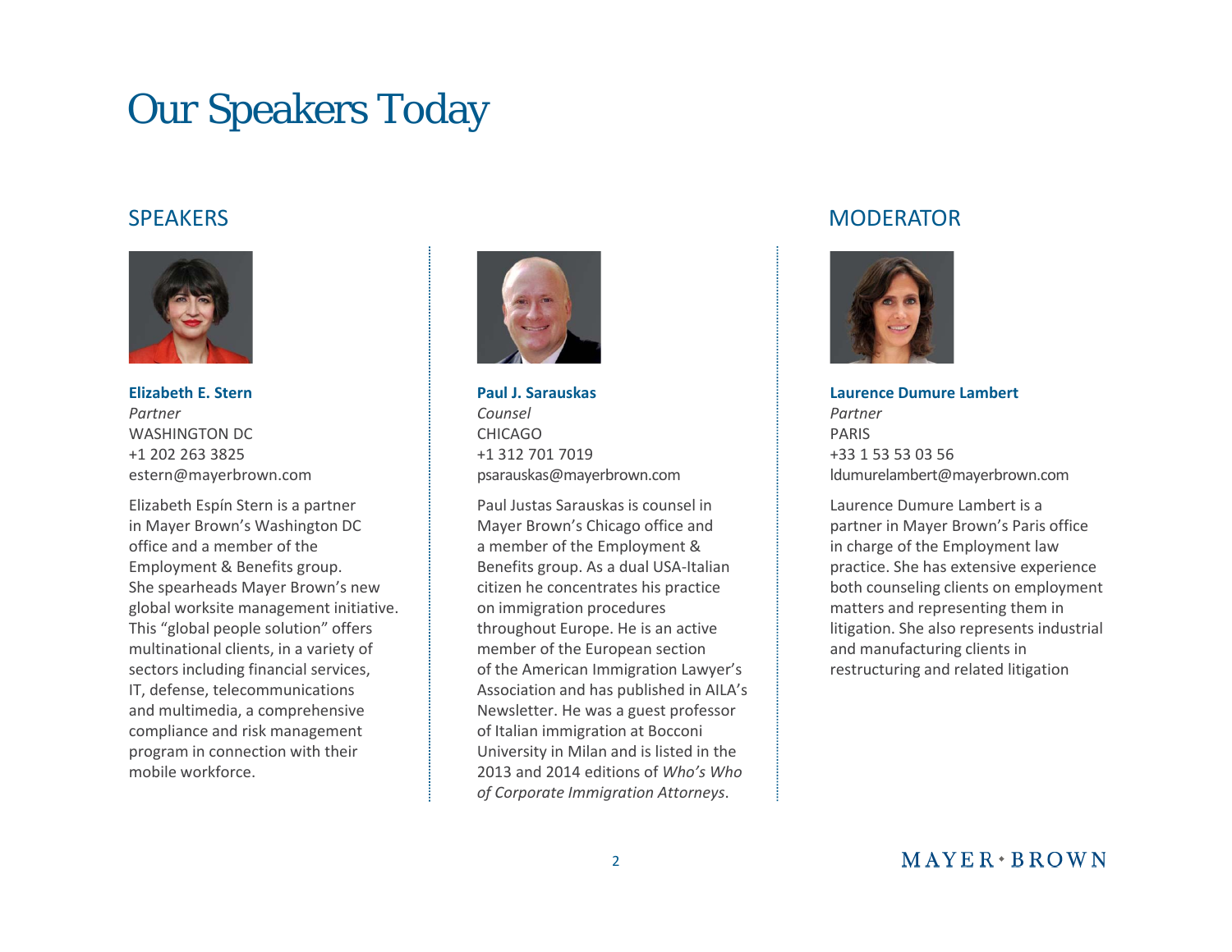# Our Speakers Today

## SPEAKERS

**Elizabeth E. Stern**
*Partner*
WASHINGTON DC
+1 202 263 3825
estern@mayerbrown.com

Elizabeth Espín Stern is a partner in Mayer Brown's Washington DC office and a member of the Employment & Benefits group. She spearheads Mayer Brown's new global worksite management initiative. This "global people solution" offers multinational clients, in a variety of sectors including financial services, IT, defense, telecommunications and multimedia, a comprehensive compliance and risk management program in connection with their mobile workforce.

**Paul J. Sarauskas**
*Counsel*
CHICAGO
+1 312 701 7019
psarauskas@mayerbrown.com

Paul Justas Sarauskas is counsel in Mayer Brown's Chicago office and a member of the Employment & Benefits group. As a dual USA-Italian citizen he concentrates his practice on immigration procedures throughout Europe. He is an active member of the European section of the American Immigration Lawyer's Association and has published in AILA's Newsletter. He was a guest professor of Italian immigration at Bocconi University in Milan and is listed in the 2013 and 2014 editions of *Who's Who of Corporate Immigration Attorneys*.

## MODERATOR

**Laurence Dumure Lambert**
*Partner*
PARIS
+33 1 53 53 03 56
ldumurelambert@mayerbrown.com

Laurence Dumure Lambert is a partner in Mayer Brown's Paris office in charge of the Employment law practice. She has extensive experience both counseling clients on employment matters and representing them in litigation. She also represents industrial and manufacturing clients in restructuring and related litigation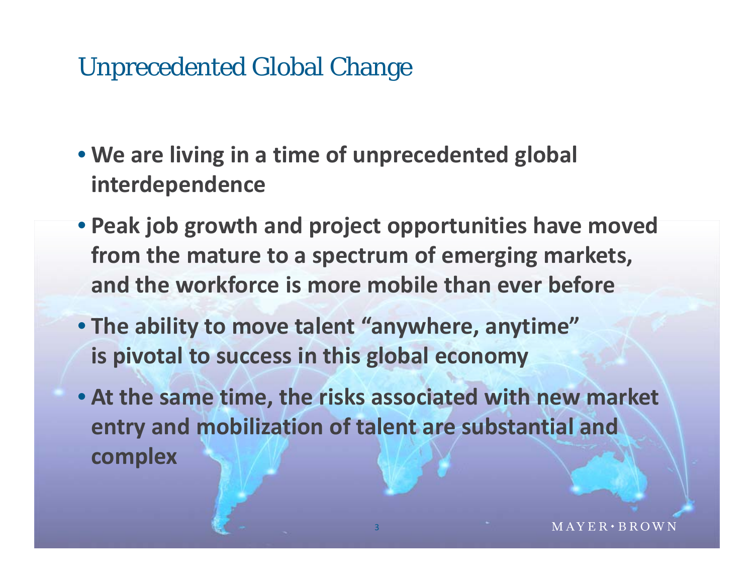# Unprecedented Global Change

- **We are living in a time of unprecedented global interdependence**
- **Peak job growth and project opportunities have moved from the mature to a spectrum of emerging markets, and the workforce is more mobile than ever before**
- **The ability to move talent "anywhere, anytime" is pivotal to success in this global economy**
- **At the same time, the risks associated with new market entry and mobilization of talent are substantial and complex**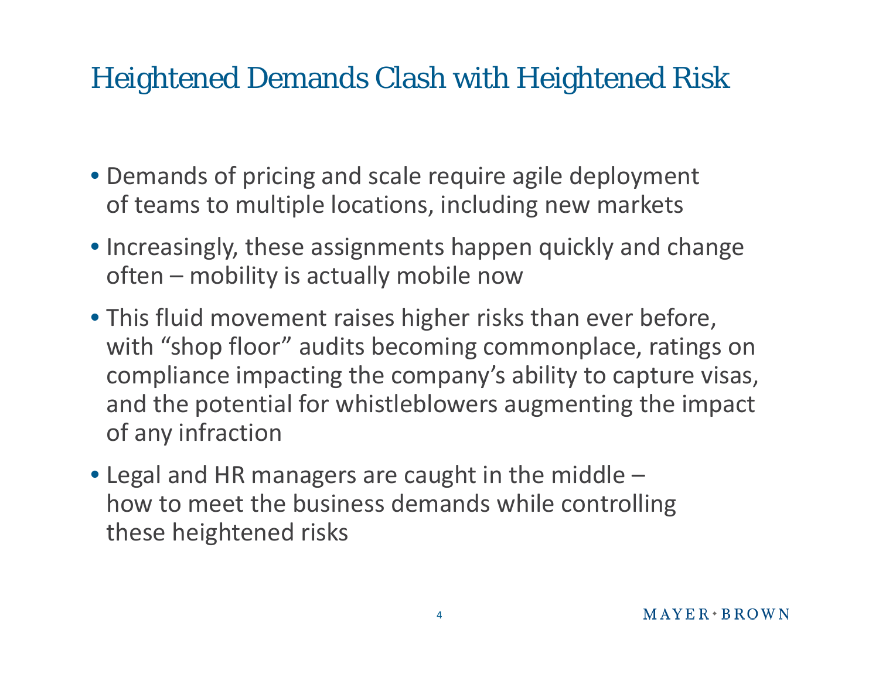# Heightened Demands Clash with Heightened Risk

- Demands of pricing and scale require agile deployment of teams to multiple locations, including new markets
- Increasingly, these assignments happen quickly and change often – mobility is actually mobile now
- This fluid movement raises higher risks than ever before, with "shop floor" audits becoming commonplace, ratings on compliance impacting the company's ability to capture visas, and the potential for whistleblowers augmenting the impact of any infraction
- Legal and HR managers are caught in the middle – how to meet the business demands while controlling these heightened risks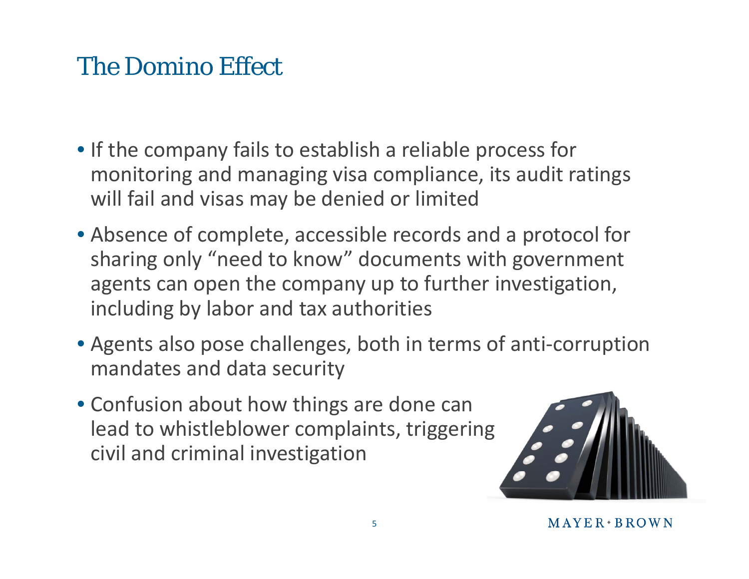# The Domino Effect

- If the company fails to establish a reliable process for monitoring and managing visa compliance, its audit ratings will fail and visas may be denied or limited
- Absence of complete, accessible records and a protocol for sharing only "need to know" documents with government agents can open the company up to further investigation, including by labor and tax authorities
- Agents also pose challenges, both in terms of anti-corruption mandates and data security
- Confusion about how things are done can lead to whistleblower complaints, triggering civil and criminal investigation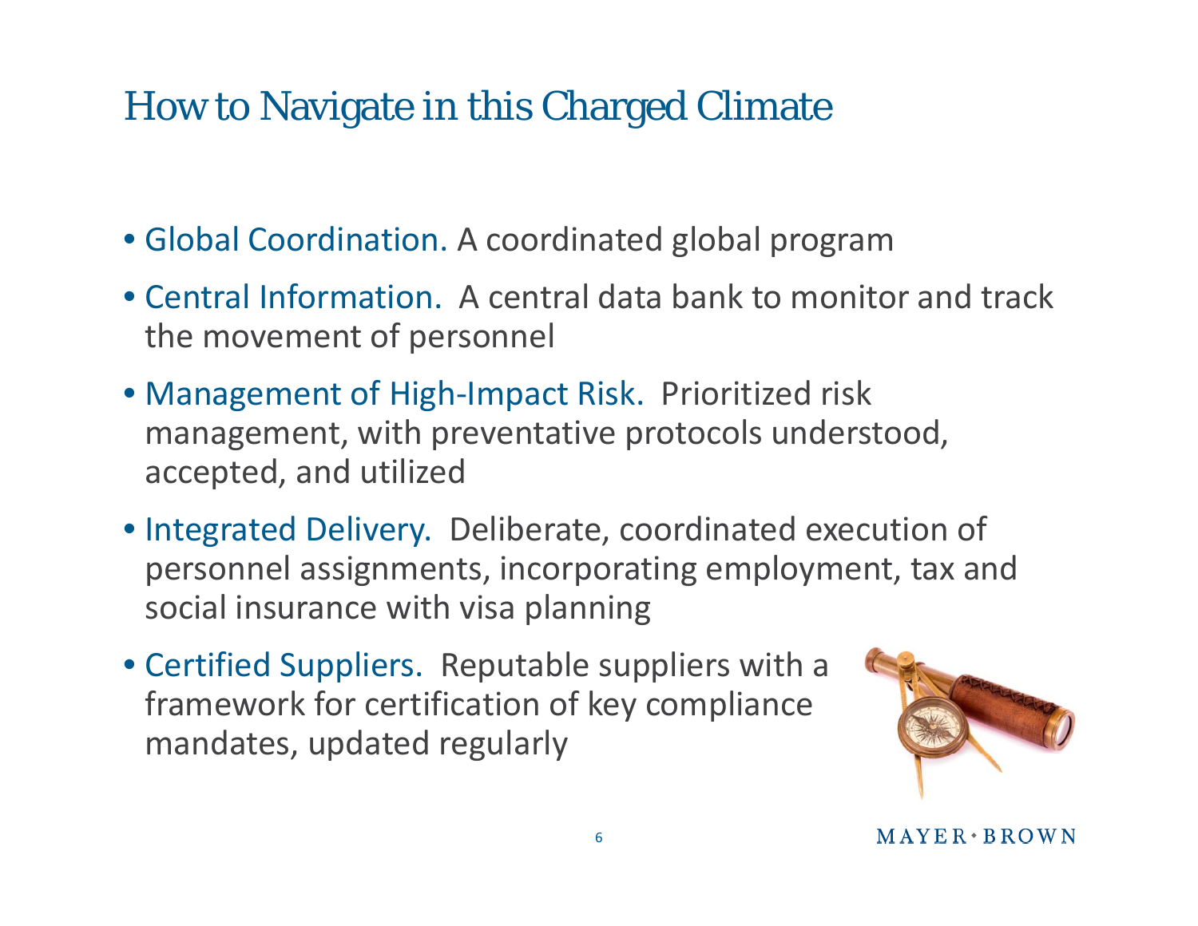# How to Navigate in this Charged Climate

- Global Coordination. A coordinated global program
- Central Information. A central data bank to monitor and track the movement of personnel
- Management of High-Impact Risk. Prioritized risk management, with preventative protocols understood, accepted, and utilized
- Integrated Delivery. Deliberate, coordinated execution of personnel assignments, incorporating employment, tax and social insurance with visa planning
- Certified Suppliers. Reputable suppliers with a framework for certification of key compliance mandates, updated regularly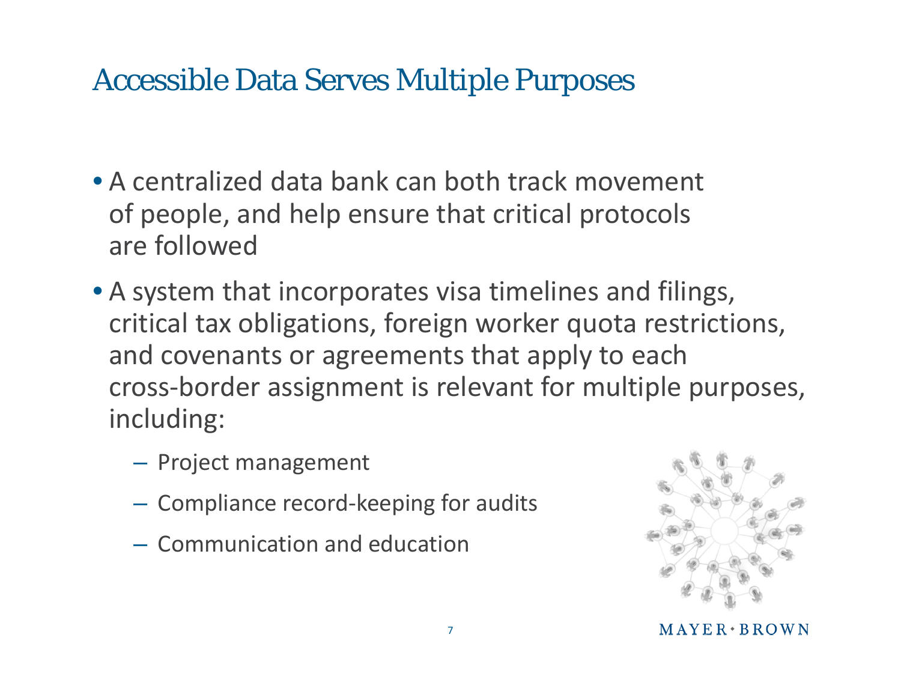# Accessible Data Serves Multiple Purposes

- A centralized data bank can both track movement of people, and help ensure that critical protocols are followed
- A system that incorporates visa timelines and filings, critical tax obligations, foreign worker quota restrictions, and covenants or agreements that apply to each cross-border assignment is relevant for multiple purposes, including:
  - Project management
  - Compliance record-keeping for audits
  - Communication and education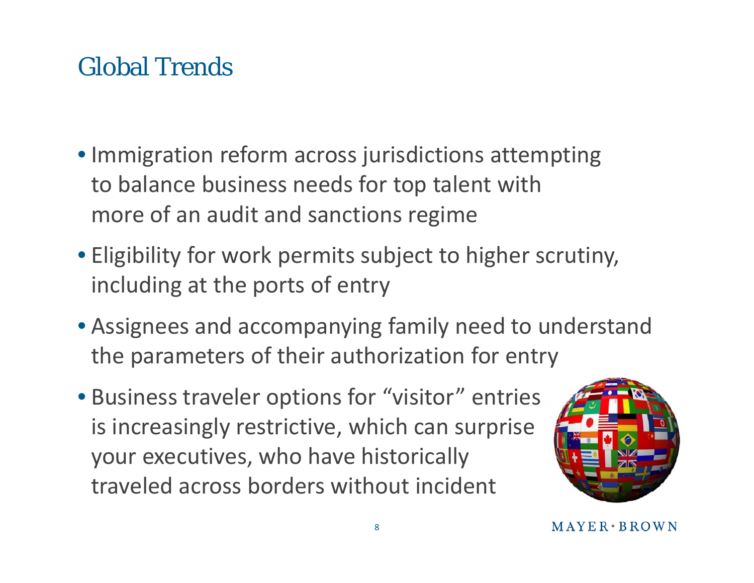# Global Trends

- Immigration reform across jurisdictions attempting to balance business needs for top talent with more of an audit and sanctions regime
- Eligibility for work permits subject to higher scrutiny, including at the ports of entry
- Assignees and accompanying family need to understand the parameters of their authorization for entry
- Business traveler options for "visitor" entries is increasingly restrictive, which can surprise your executives, who have historically traveled across borders without incident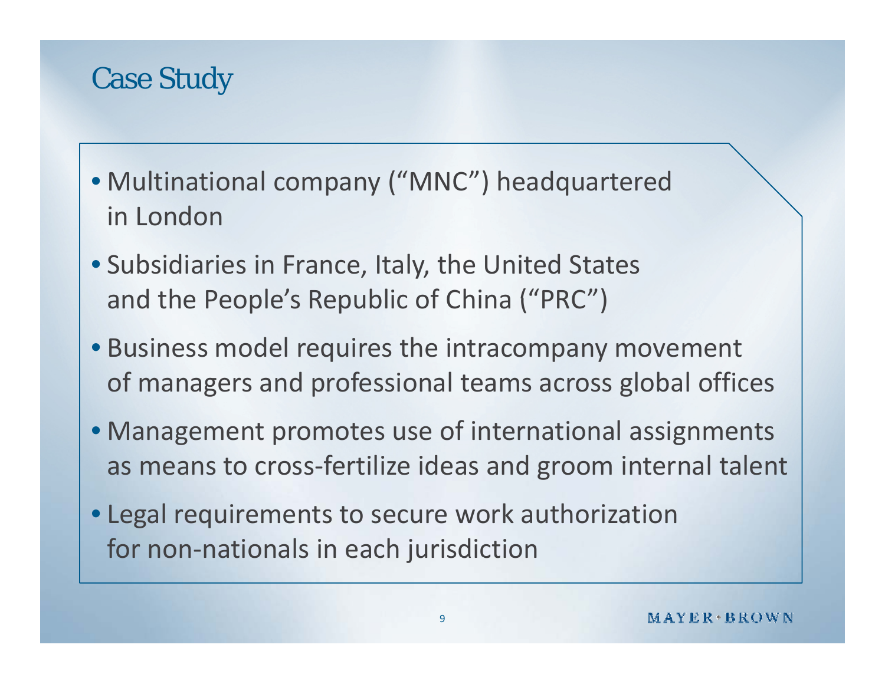# Case Study

- Multinational company ("MNC") headquartered in London
- Subsidiaries in France, Italy, the United States and the People's Republic of China ("PRC")
- Business model requires the intracompany movement of managers and professional teams across global offices
- Management promotes use of international assignments as means to cross-fertilize ideas and groom internal talent
- Legal requirements to secure work authorization for non-nationals in each jurisdiction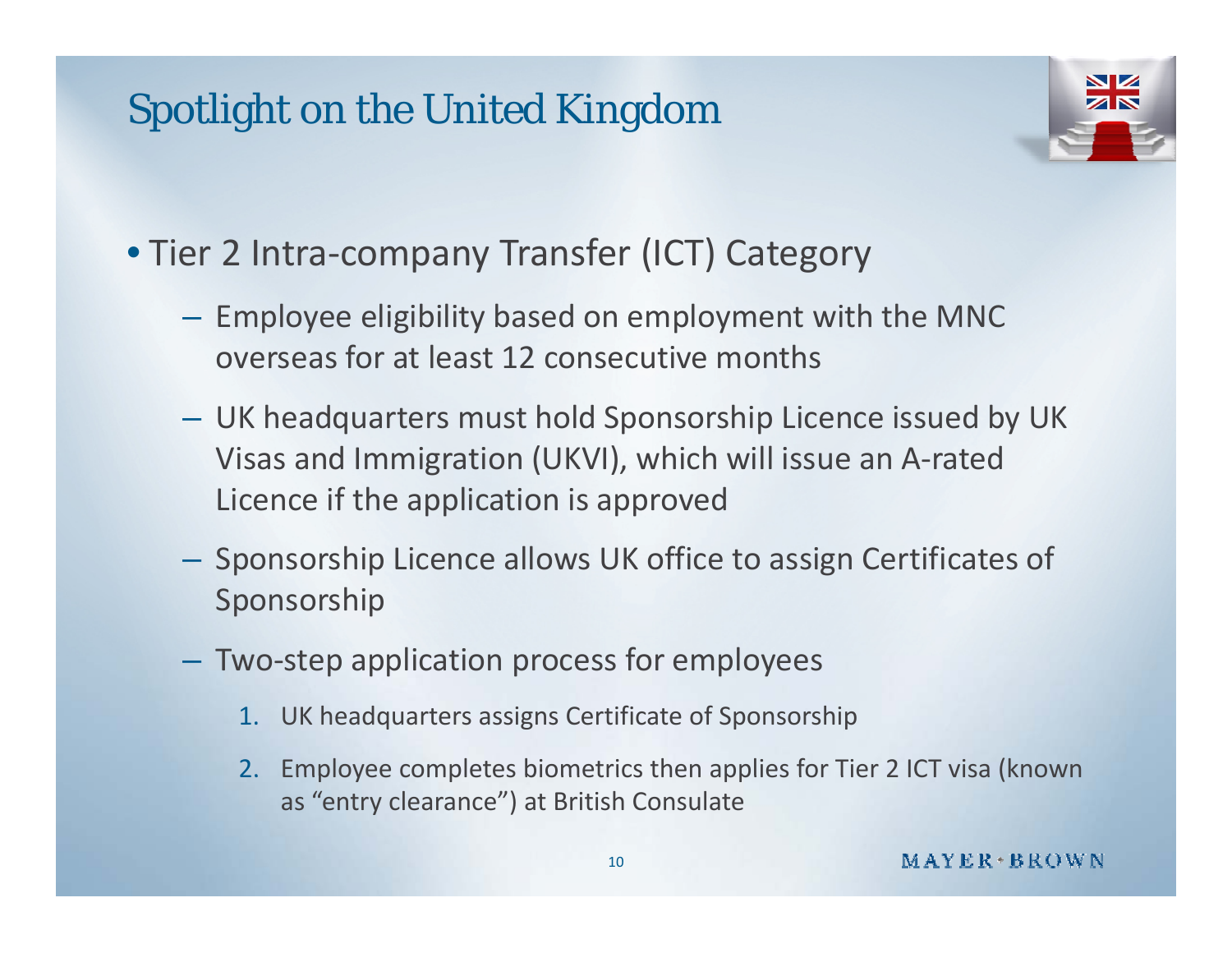# Spotlight on the United Kingdom

- Tier 2 Intra-company Transfer (ICT) Category
  - Employee eligibility based on employment with the MNC overseas for at least 12 consecutive months
  - UK headquarters must hold Sponsorship Licence issued by UK Visas and Immigration (UKVI), which will issue an A-rated Licence if the application is approved
  - Sponsorship Licence allows UK office to assign Certificates of Sponsorship
  - Two-step application process for employees
    1. UK headquarters assigns Certificate of Sponsorship
    2. Employee completes biometrics then applies for Tier 2 ICT visa (known as "entry clearance") at British Consulate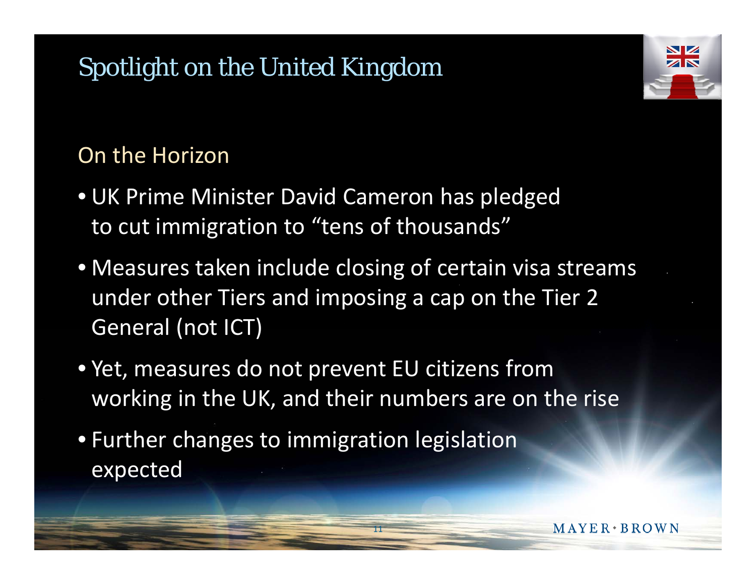# Spotlight on the United Kingdom

## On the Horizon

- UK Prime Minister David Cameron has pledged to cut immigration to "tens of thousands"
- Measures taken include closing of certain visa streams under other Tiers and imposing a cap on the Tier 2 General (not ICT)
- Yet, measures do not prevent EU citizens from working in the UK, and their numbers are on the rise
- Further changes to immigration legislation expected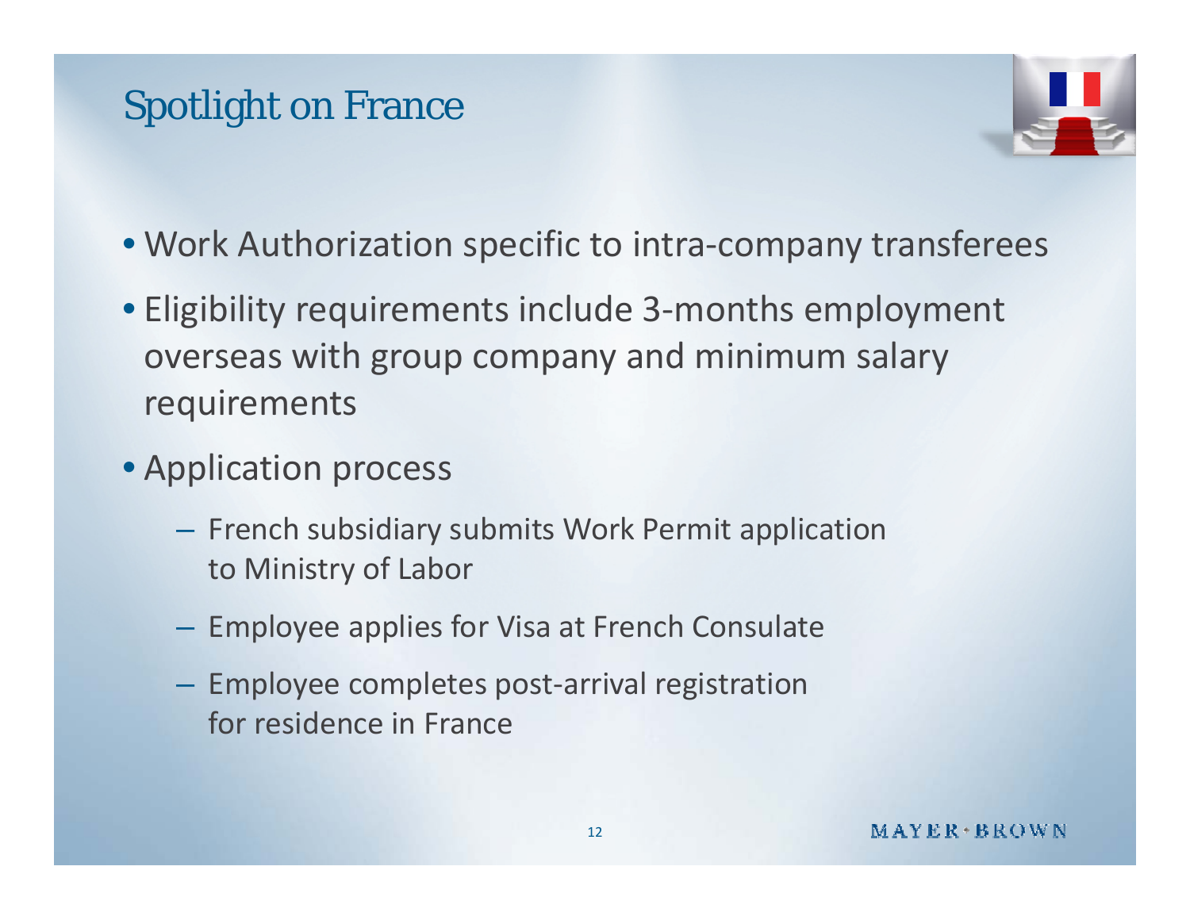# Spotlight on France

- Work Authorization specific to intra-company transferees
- Eligibility requirements include 3-months employment overseas with group company and minimum salary requirements
- Application process
  - French subsidiary submits Work Permit application to Ministry of Labor
  - Employee applies for Visa at French Consulate
  - Employee completes post-arrival registration for residence in France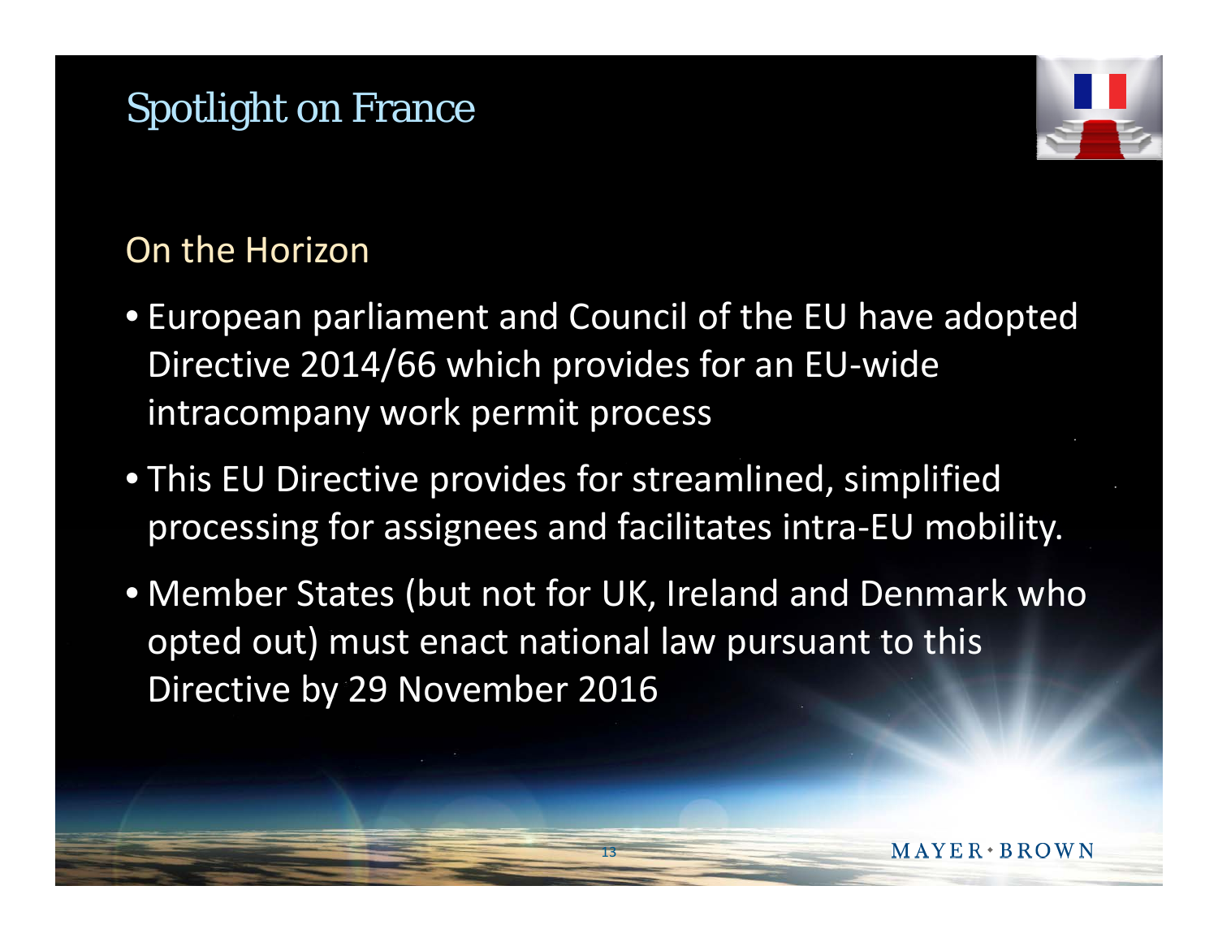# Spotlight on France

## On the Horizon

- European parliament and Council of the EU have adopted Directive 2014/66 which provides for an EU-wide intracompany work permit process
- This EU Directive provides for streamlined, simplified processing for assignees and facilitates intra-EU mobility.
- Member States (but not for UK, Ireland and Denmark who opted out) must enact national law pursuant to this Directive by 29 November 2016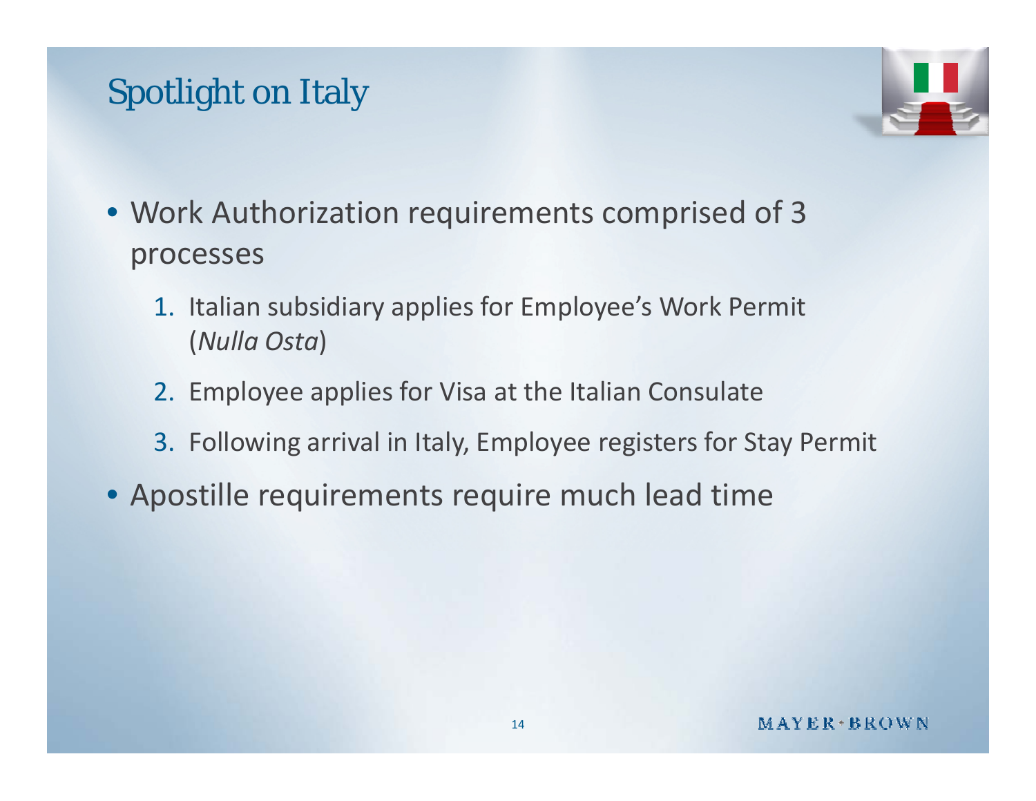# Spotlight on Italy

- Work Authorization requirements comprised of 3 processes
  1. Italian subsidiary applies for Employee's Work Permit (*Nulla Osta*)
  2. Employee applies for Visa at the Italian Consulate
  3. Following arrival in Italy, Employee registers for Stay Permit
- Apostille requirements require much lead time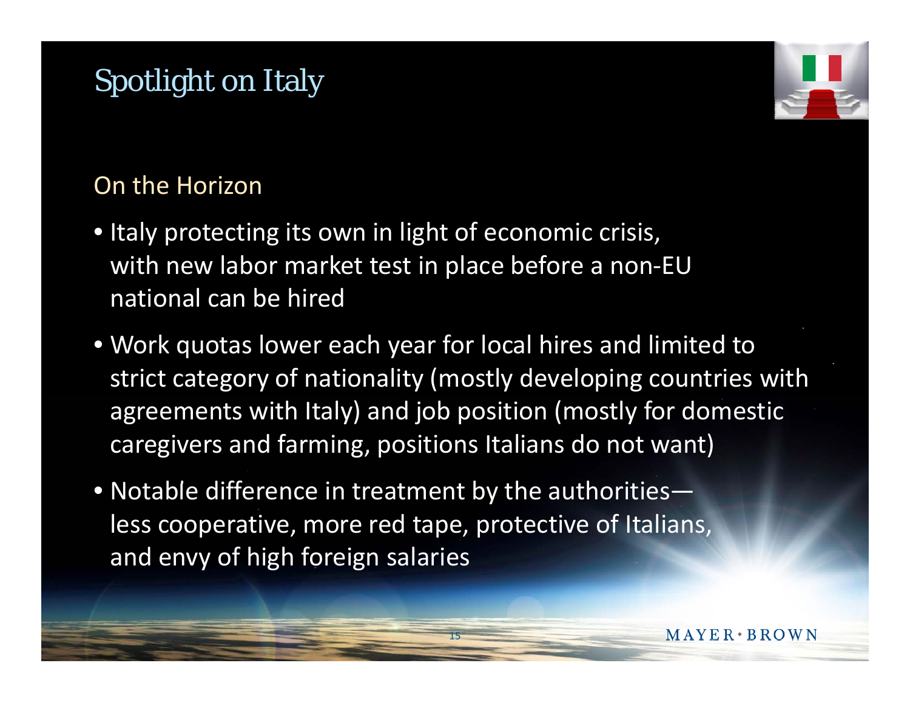# Spotlight on Italy

## On the Horizon

- Italy protecting its own in light of economic crisis, with new labor market test in place before a non-EU national can be hired
- Work quotas lower each year for local hires and limited to strict category of nationality (mostly developing countries with agreements with Italy) and job position (mostly for domestic caregivers and farming, positions Italians do not want)
- Notable difference in treatment by the authorities—less cooperative, more red tape, protective of Italians, and envy of high foreign salaries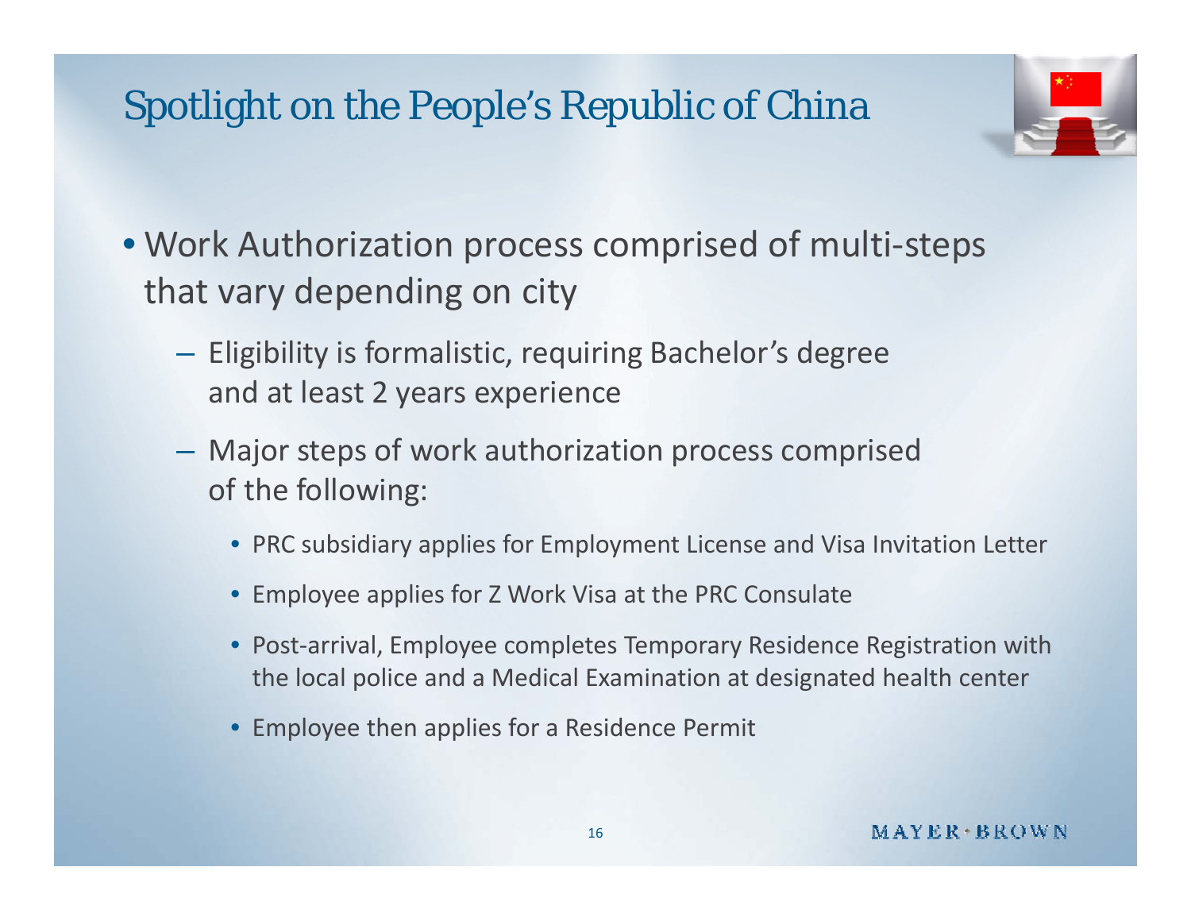# Spotlight on the People's Republic of China

- Work Authorization process comprised of multi-steps that vary depending on city
  - Eligibility is formalistic, requiring Bachelor's degree and at least 2 years experience
  - Major steps of work authorization process comprised of the following:
    - PRC subsidiary applies for Employment License and Visa Invitation Letter
    - Employee applies for Z Work Visa at the PRC Consulate
    - Post-arrival, Employee completes Temporary Residence Registration with the local police and a Medical Examination at designated health center
    - Employee then applies for a Residence Permit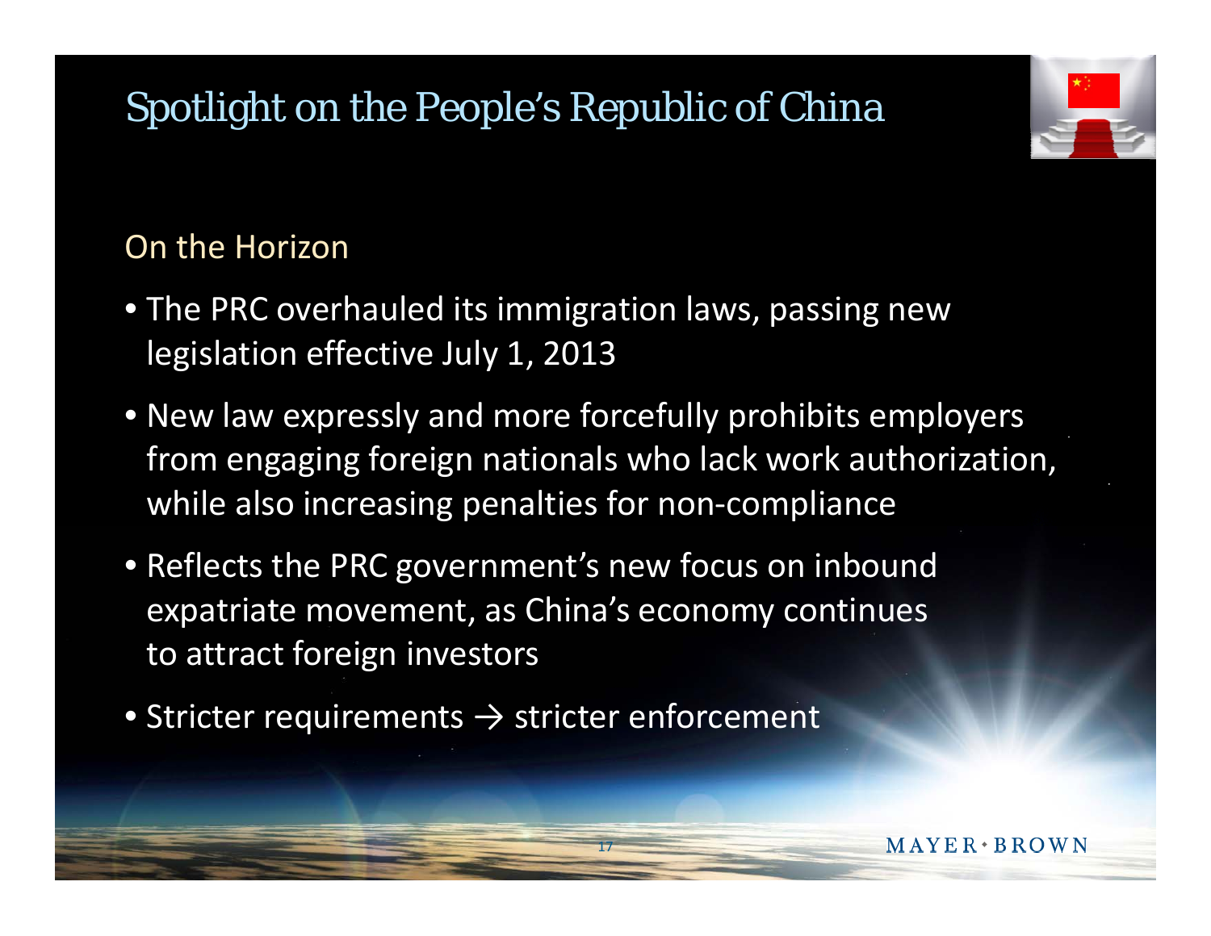# Spotlight on the People's Republic of China

## On the Horizon

- The PRC overhauled its immigration laws, passing new legislation effective July 1, 2013
- New law expressly and more forcefully prohibits employers from engaging foreign nationals who lack work authorization, while also increasing penalties for non-compliance
- Reflects the PRC government's new focus on inbound expatriate movement, as China's economy continues to attract foreign investors
- Stricter requirements → stricter enforcement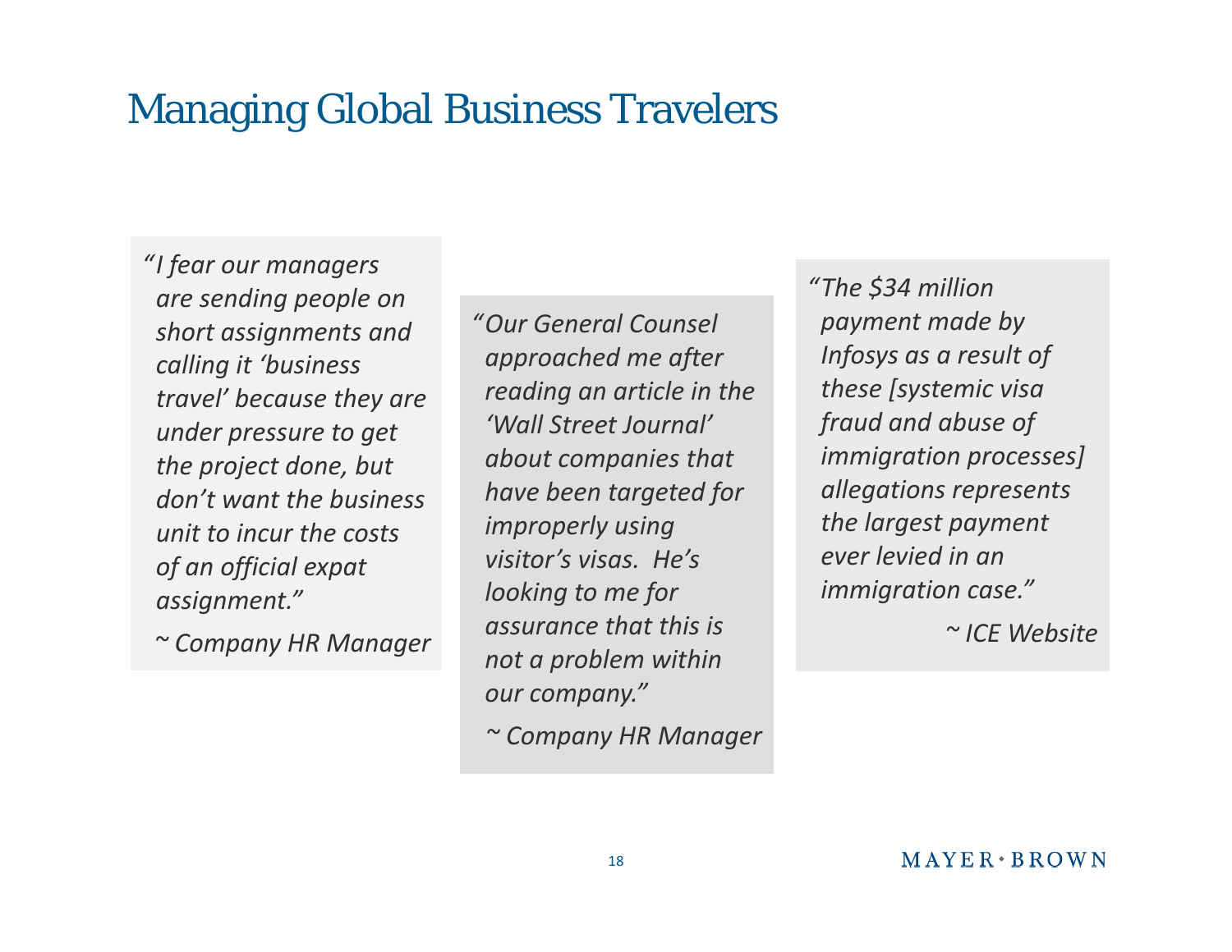# Managing Global Business Travelers

*"I fear our managers are sending people on short assignments and calling it 'business travel' because they are under pressure to get the project done, but don't want the business unit to incur the costs of an official expat assignment."*

*~ Company HR Manager*

*"Our General Counsel approached me after reading an article in the 'Wall Street Journal' about companies that have been targeted for improperly using visitor's visas. He's looking to me for assurance that this is not a problem within our company."*

*~ Company HR Manager*

*"The $34 million payment made by Infosys as a result of these [systemic visa fraud and abuse of immigration processes] allegations represents the largest payment ever levied in an immigration case."*

*~ ICE Website*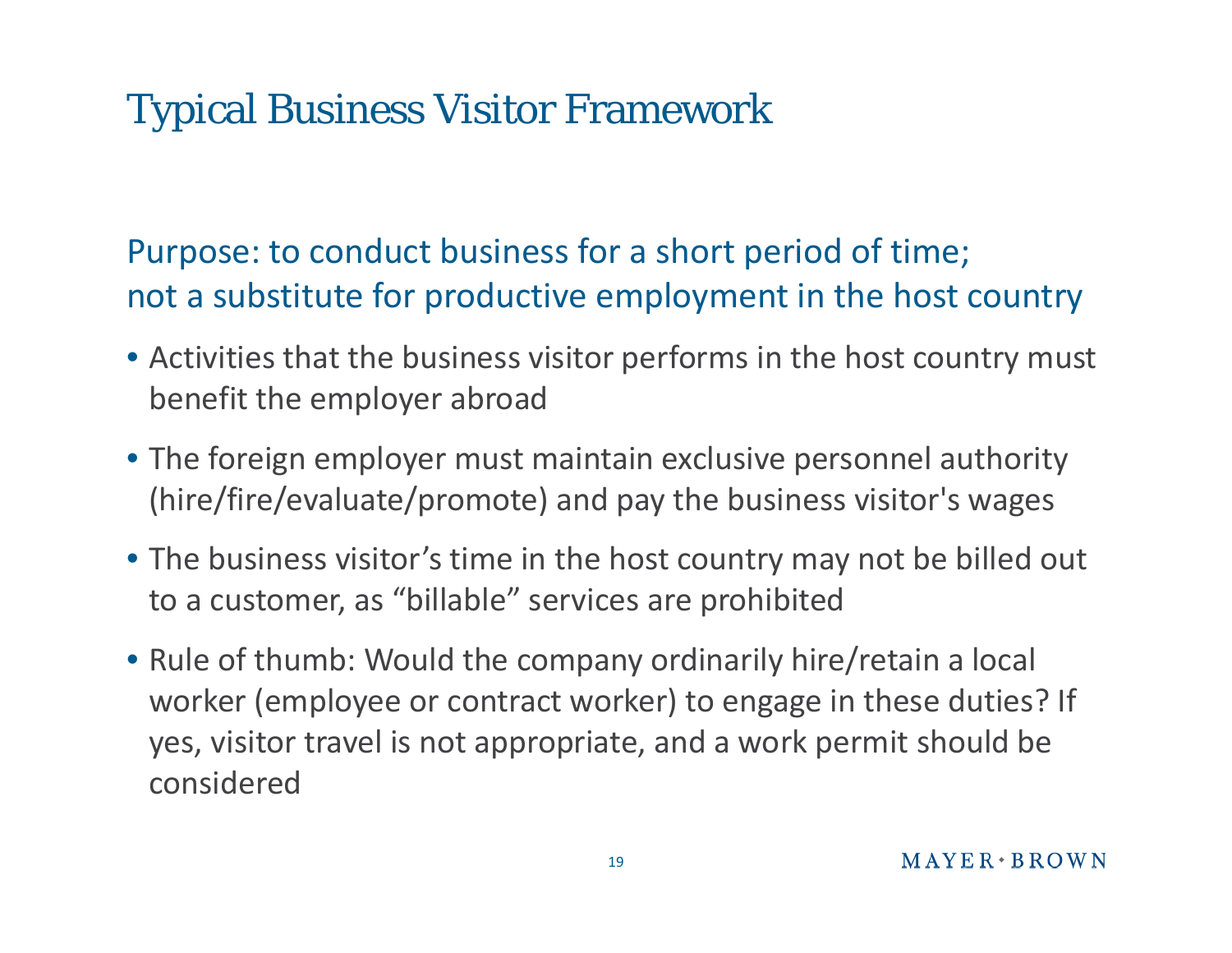# Typical Business Visitor Framework

## Purpose: to conduct business for a short period of time; not a substitute for productive employment in the host country

- Activities that the business visitor performs in the host country must benefit the employer abroad
- The foreign employer must maintain exclusive personnel authority (hire/fire/evaluate/promote) and pay the business visitor's wages
- The business visitor's time in the host country may not be billed out to a customer, as "billable" services are prohibited
- Rule of thumb: Would the company ordinarily hire/retain a local worker (employee or contract worker) to engage in these duties? If yes, visitor travel is not appropriate, and a work permit should be considered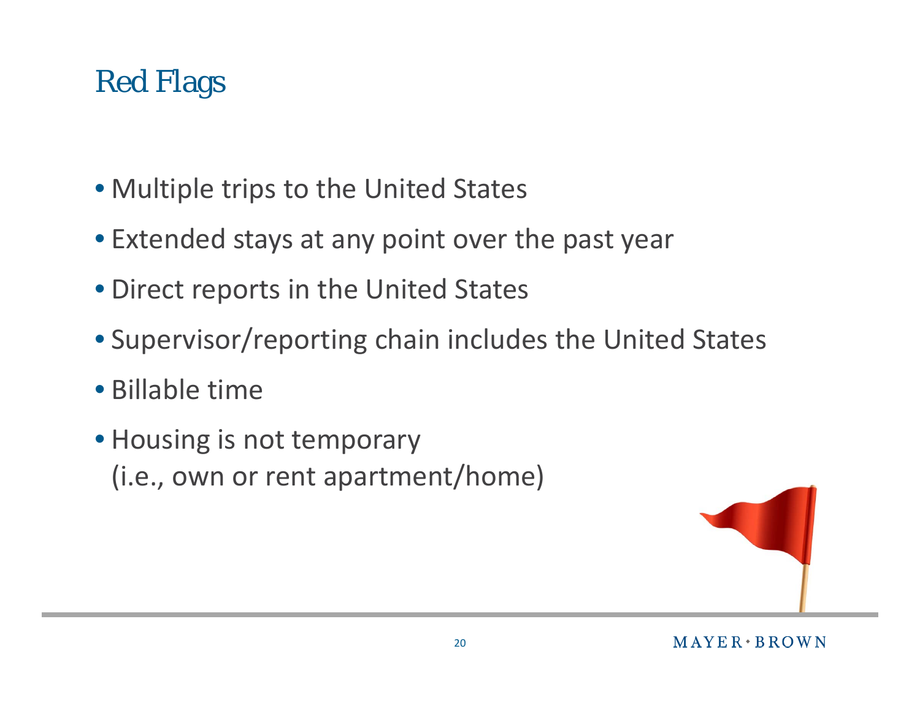# Red Flags

- Multiple trips to the United States
- Extended stays at any point over the past year
- Direct reports in the United States
- Supervisor/reporting chain includes the United States
- Billable time
- Housing is not temporary
  (i.e., own or rent apartment/home)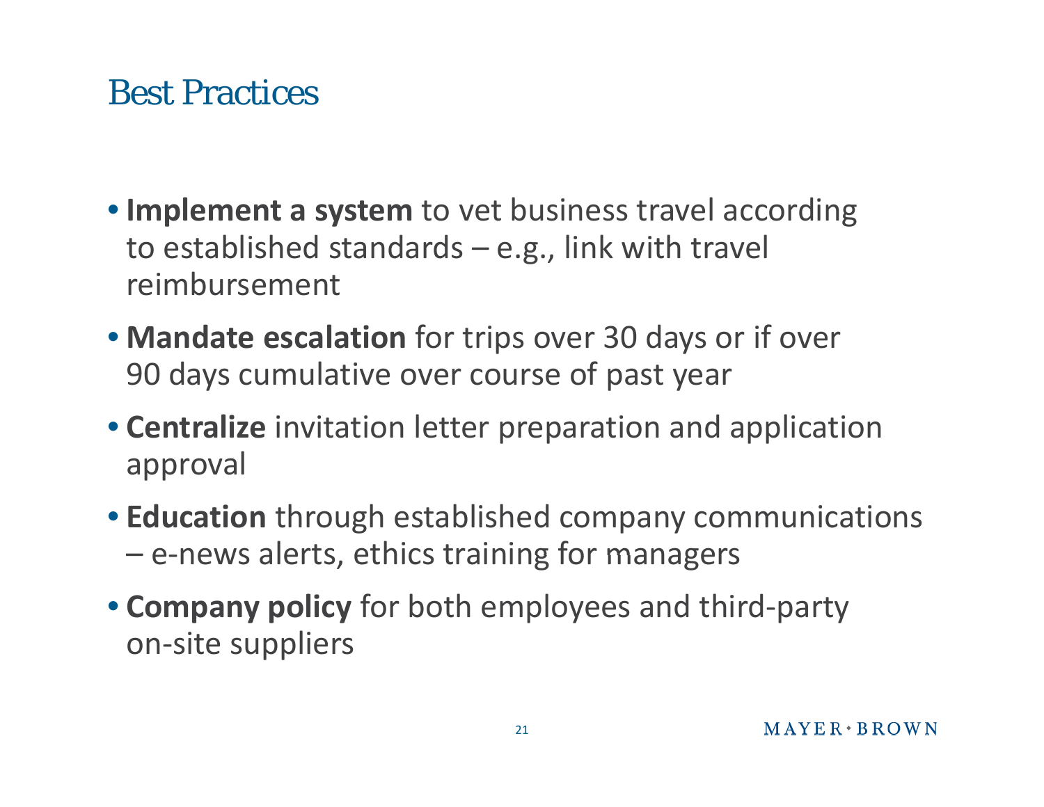# Best Practices

- **Implement a system** to vet business travel according to established standards – e.g., link with travel reimbursement
- **Mandate escalation** for trips over 30 days or if over 90 days cumulative over course of past year
- **Centralize** invitation letter preparation and application approval
- **Education** through established company communications – e-news alerts, ethics training for managers
- **Company policy** for both employees and third-party on-site suppliers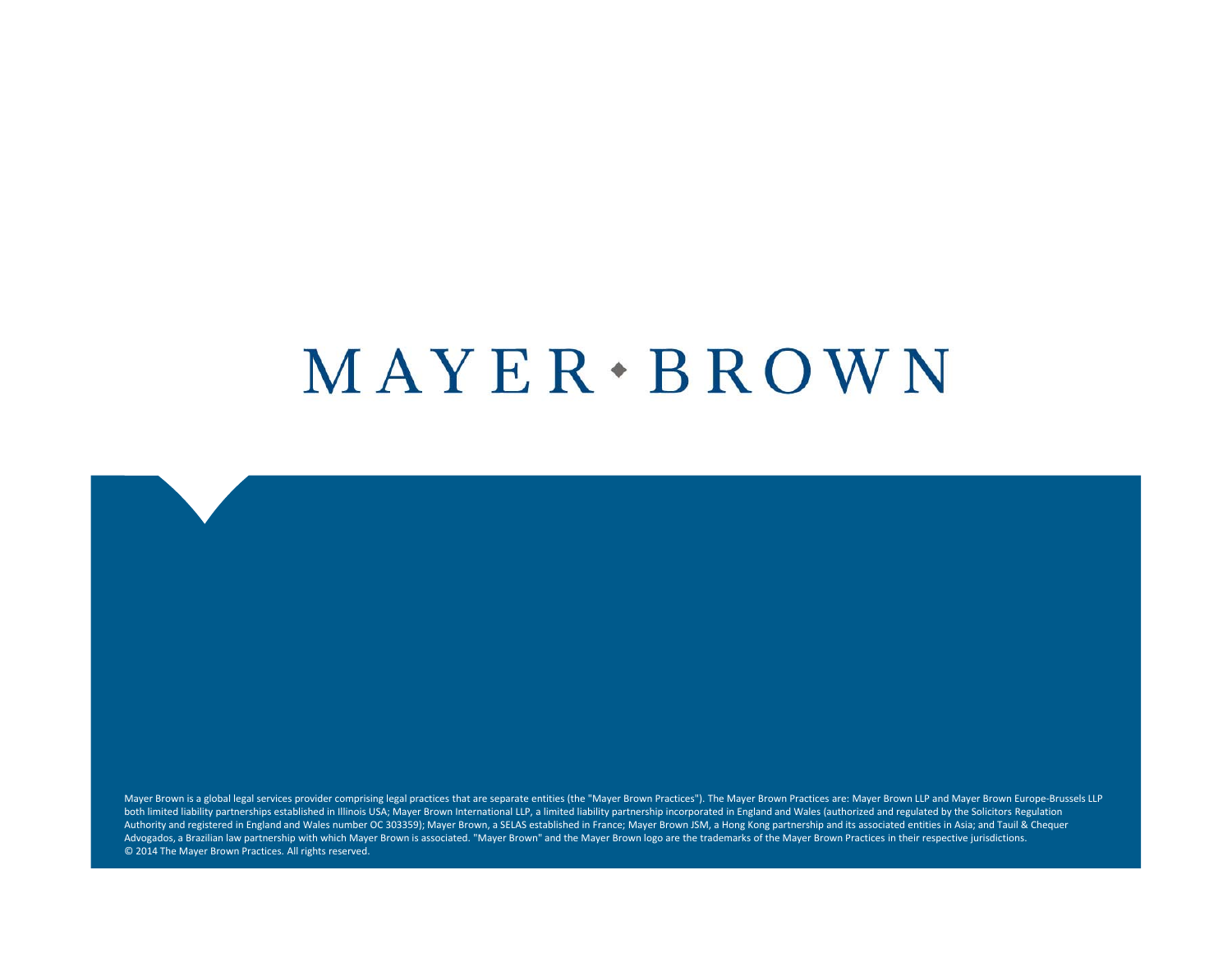MAYER • BROWN

Mayer Brown is a global legal services provider comprising legal practices that are separate entities (the "Mayer Brown Practices"). The Mayer Brown Practices are: Mayer Brown LLP and Mayer Brown Europe-Brussels LLP both limited liability partnerships established in Illinois USA; Mayer Brown International LLP, a limited liability partnership incorporated in England and Wales (authorized and regulated by the Solicitors Regulation Authority and registered in England and Wales number OC 303359); Mayer Brown, a SELAS established in France; Mayer Brown JSM, a Hong Kong partnership and its associated entities in Asia; and Tauil & Chequer Advogados, a Brazilian law partnership with which Mayer Brown is associated. "Mayer Brown" and the Mayer Brown logo are the trademarks of the Mayer Brown Practices in their respective jurisdictions.
© 2014 The Mayer Brown Practices. All rights reserved.